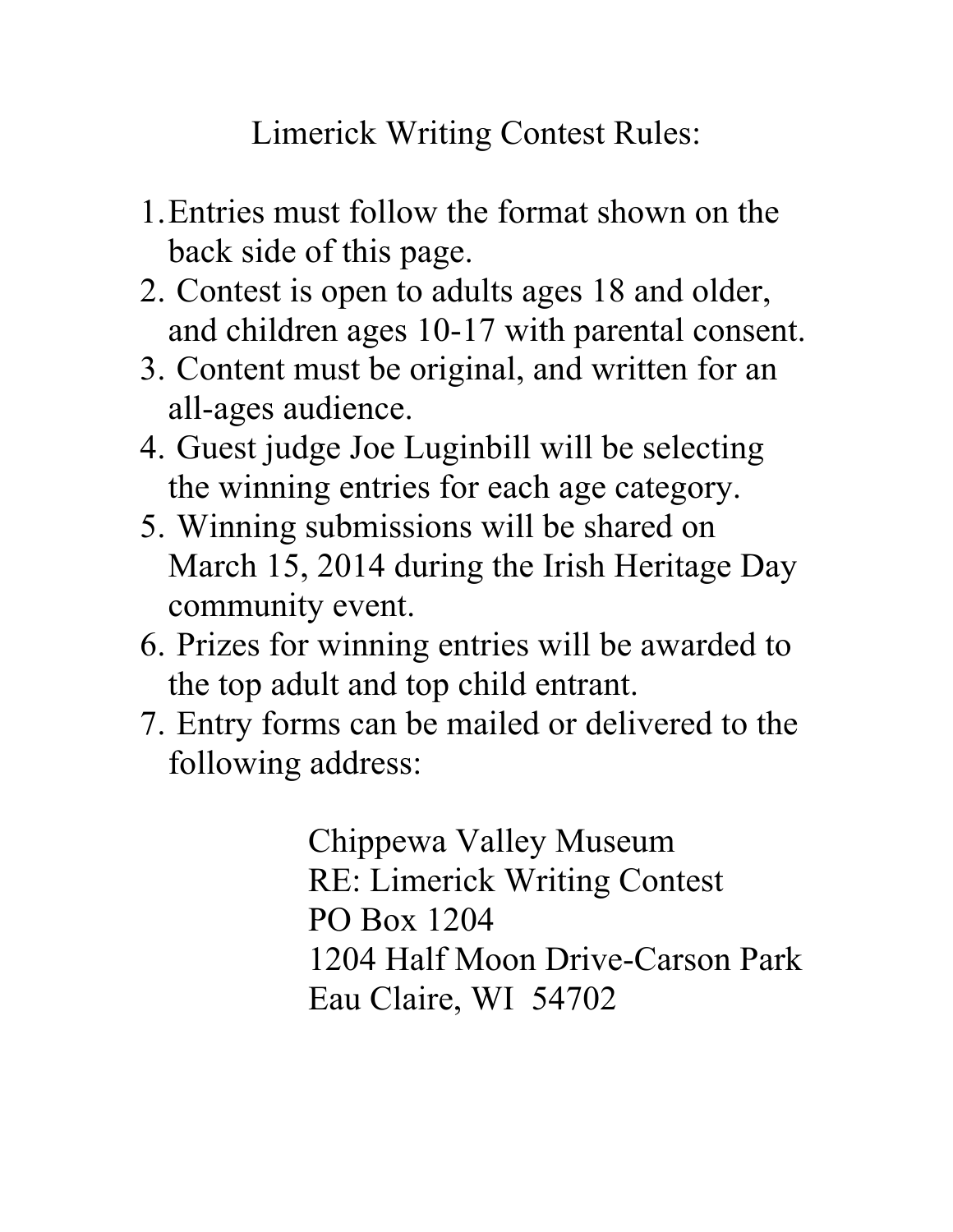# Limerick Writing Contest Rules:

1. Entries must follow the format shown on the back side of this page.
2. Contest is open to adults ages 18 and older, and children ages 10-17 with parental consent.
3. Content must be original, and written for an all-ages audience.
4. Guest judge Joe Luginbill will be selecting the winning entries for each age category.
5. Winning submissions will be shared on March 15, 2014 during the Irish Heritage Day community event.
6. Prizes for winning entries will be awarded to the top adult and top child entrant.
7. Entry forms can be mailed or delivered to the following address:

   Chippewa Valley Museum
   RE: Limerick Writing Contest
   PO Box 1204
   1204 Half Moon Drive-Carson Park
   Eau Claire, WI 54702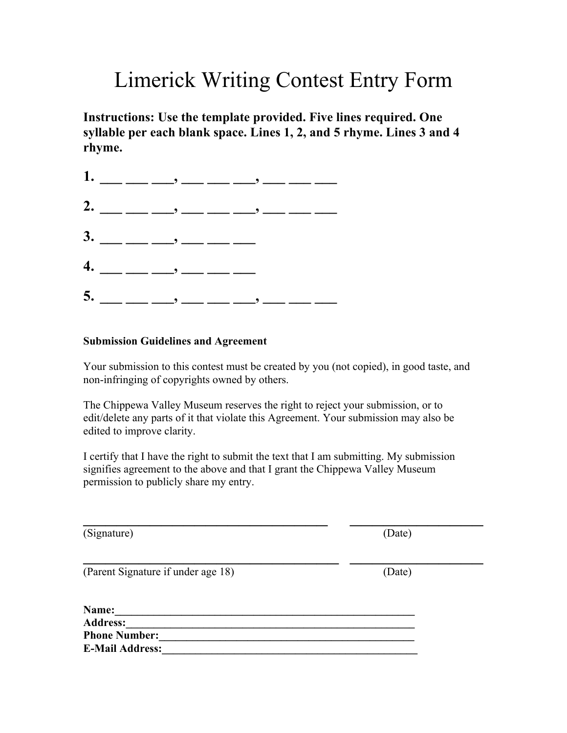# Limerick Writing Contest Entry Form

**Instructions: Use the template provided. Five lines required. One syllable per each blank space. Lines 1, 2, and 5 rhyme. Lines 3 and 4 rhyme.**

**1. ___ ___ ___, ___ ___ ___, ___ ___ ___**

**2. ___ ___ ___, ___ ___ ___, ___ ___ ___**

**3. ___ ___ ___, ___ ___ ___**

**4. ___ ___ ___, ___ ___ ___**

**5. ___ ___ ___, ___ ___ ___, ___ ___ ___**

**Submission Guidelines and Agreement**

Your submission to this contest must be created by you (not copied), in good taste, and non-infringing of copyrights owned by others.

The Chippewa Valley Museum reserves the right to reject your submission, or to edit/delete any parts of it that violate this Agreement. Your submission may also be edited to improve clarity.

I certify that I have the right to submit the text that I am submitting. My submission signifies agreement to the above and that I grant the Chippewa Valley Museum permission to publicly share my entry.

________________________________________ ______________________
(Signature) (Date)

________________________________________ ______________________
(Parent Signature if under age 18) (Date)

**Name:**______________________________________________________
**Address:**____________________________________________________
**Phone Number:**_______________________________________________
**E-Mail Address:**______________________________________________